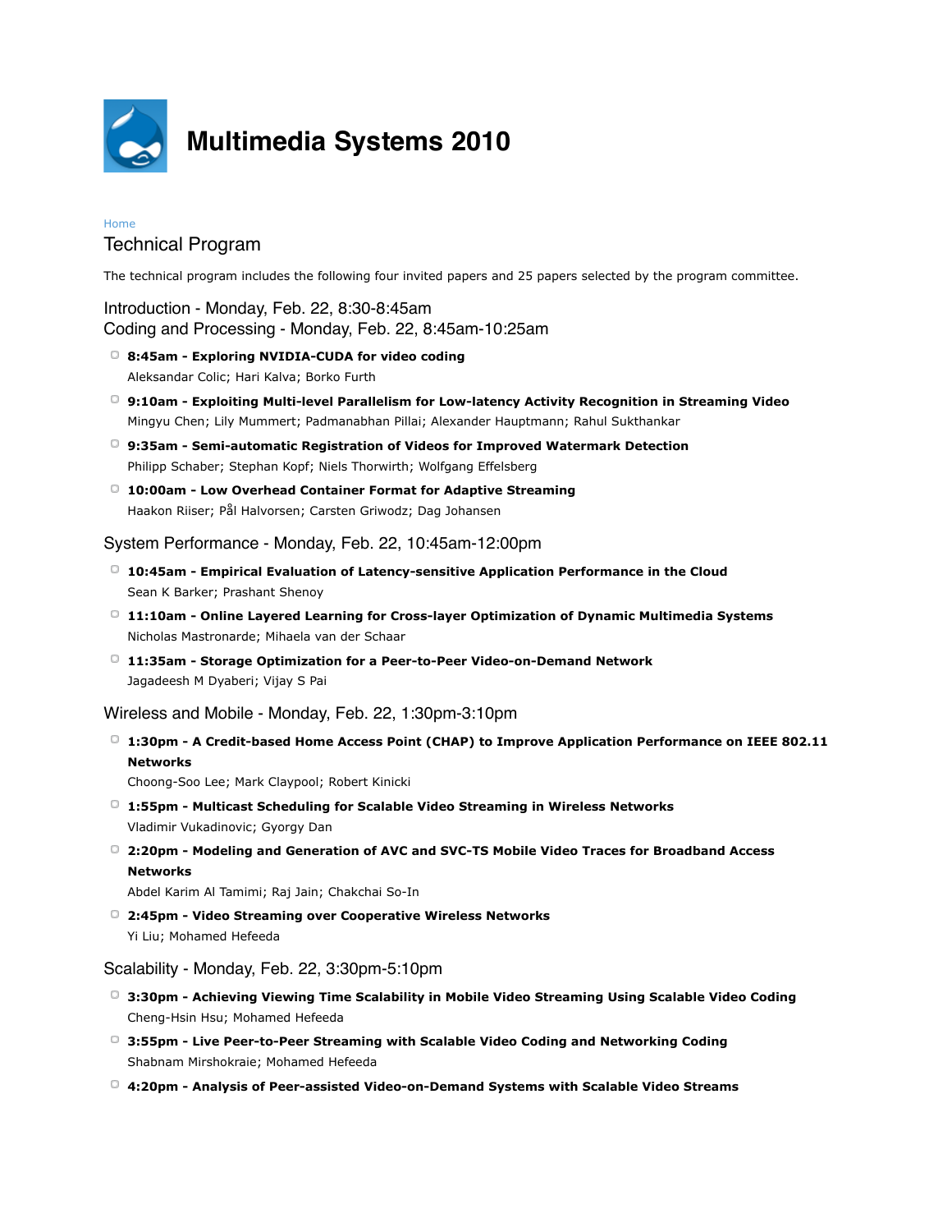# Multimedia Systems 2010

Home

## Technical Program

The technical program includes the following four invited papers and 25 papers selected by the program committee.

### Introduction - Monday, Feb. 22, 8:30-8:45am

### Coding and Processing - Monday, Feb. 22, 8:45am-10:25am

- **8:45am - Exploring NVIDIA-CUDA for video coding**
  Aleksandar Colic; Hari Kalva; Borko Furth
- **9:10am - Exploiting Multi-level Parallelism for Low-latency Activity Recognition in Streaming Video**
  Mingyu Chen; Lily Mummert; Padmanabhan Pillai; Alexander Hauptmann; Rahul Sukthankar
- **9:35am - Semi-automatic Registration of Videos for Improved Watermark Detection**
  Philipp Schaber; Stephan Kopf; Niels Thorwirth; Wolfgang Effelsberg
- **10:00am - Low Overhead Container Format for Adaptive Streaming**
  Haakon Riiser; Pål Halvorsen; Carsten Griwodz; Dag Johansen

### System Performance - Monday, Feb. 22, 10:45am-12:00pm

- **10:45am - Empirical Evaluation of Latency-sensitive Application Performance in the Cloud**
  Sean K Barker; Prashant Shenoy
- **11:10am - Online Layered Learning for Cross-layer Optimization of Dynamic Multimedia Systems**
  Nicholas Mastronarde; Mihaela van der Schaar
- **11:35am - Storage Optimization for a Peer-to-Peer Video-on-Demand Network**
  Jagadeesh M Dyaberi; Vijay S Pai

### Wireless and Mobile - Monday, Feb. 22, 1:30pm-3:10pm

- **1:30pm - A Credit-based Home Access Point (CHAP) to Improve Application Performance on IEEE 802.11 Networks**
  Choong-Soo Lee; Mark Claypool; Robert Kinicki
- **1:55pm - Multicast Scheduling for Scalable Video Streaming in Wireless Networks**
  Vladimir Vukadinovic; Gyorgy Dan
- **2:20pm - Modeling and Generation of AVC and SVC-TS Mobile Video Traces for Broadband Access Networks**
  Abdel Karim Al Tamimi; Raj Jain; Chakchai So-In
- **2:45pm - Video Streaming over Cooperative Wireless Networks**
  Yi Liu; Mohamed Hefeeda

### Scalability - Monday, Feb. 22, 3:30pm-5:10pm

- **3:30pm - Achieving Viewing Time Scalability in Mobile Video Streaming Using Scalable Video Coding**
  Cheng-Hsin Hsu; Mohamed Hefeeda
- **3:55pm - Live Peer-to-Peer Streaming with Scalable Video Coding and Networking Coding**
  Shabnam Mirshokraie; Mohamed Hefeeda
- **4:20pm - Analysis of Peer-assisted Video-on-Demand Systems with Scalable Video Streams**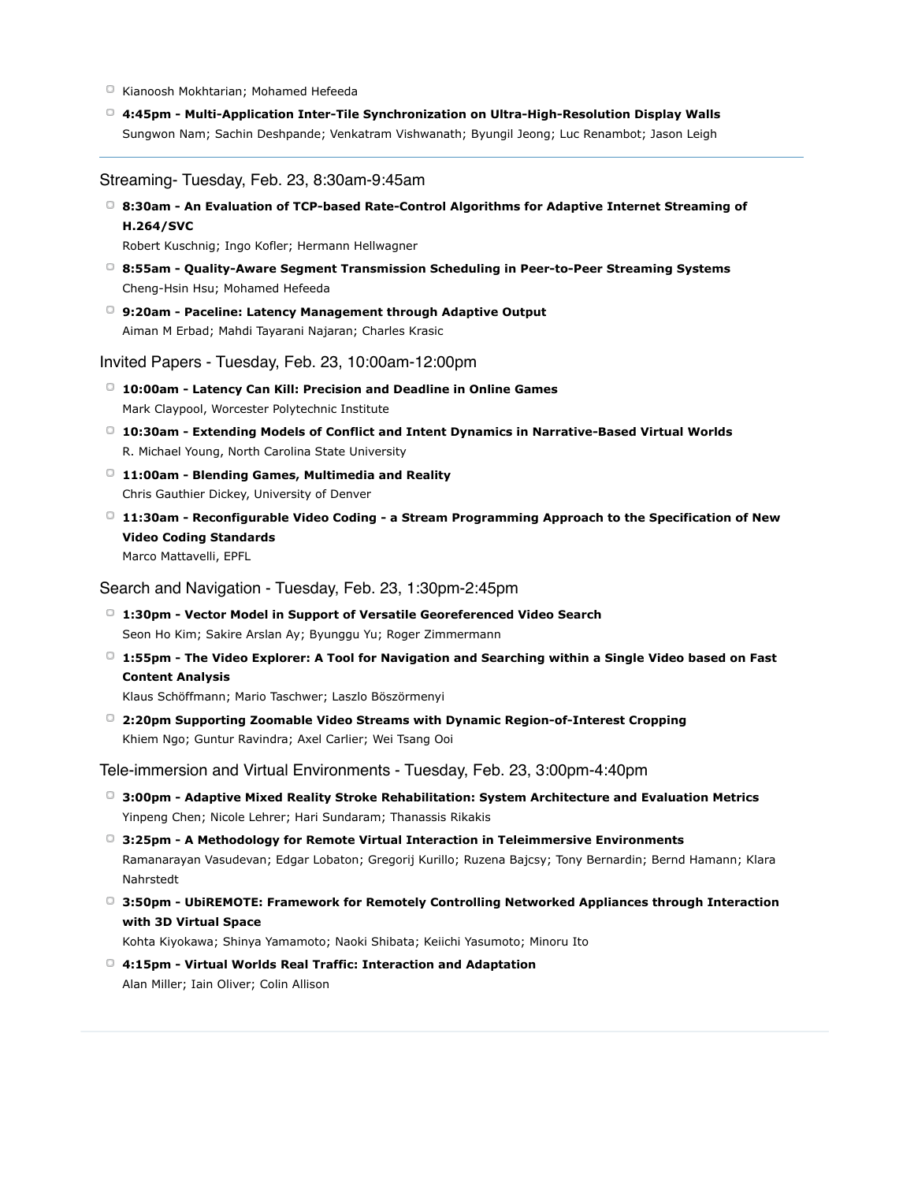- Kianoosh Mokhtarian; Mohamed Hefeeda
- **4:45pm - Multi-Application Inter-Tile Synchronization on Ultra-High-Resolution Display Walls**
  Sungwon Nam; Sachin Deshpande; Venkatram Vishwanath; Byungil Jeong; Luc Renambot; Jason Leigh

---

## Streaming- Tuesday, Feb. 23, 8:30am-9:45am

- **8:30am - An Evaluation of TCP-based Rate-Control Algorithms for Adaptive Internet Streaming of H.264/SVC**
  Robert Kuschnig; Ingo Kofler; Hermann Hellwagner
- **8:55am - Quality-Aware Segment Transmission Scheduling in Peer-to-Peer Streaming Systems**
  Cheng-Hsin Hsu; Mohamed Hefeeda
- **9:20am - Paceline: Latency Management through Adaptive Output**
  Aiman M Erbad; Mahdi Tayarani Najaran; Charles Krasic

## Invited Papers - Tuesday, Feb. 23, 10:00am-12:00pm

- **10:00am - Latency Can Kill: Precision and Deadline in Online Games**
  Mark Claypool, Worcester Polytechnic Institute
- **10:30am - Extending Models of Conflict and Intent Dynamics in Narrative-Based Virtual Worlds**
  R. Michael Young, North Carolina State University
- **11:00am - Blending Games, Multimedia and Reality**
  Chris Gauthier Dickey, University of Denver
- **11:30am - Reconfigurable Video Coding - a Stream Programming Approach to the Specification of New Video Coding Standards**
  Marco Mattavelli, EPFL

## Search and Navigation - Tuesday, Feb. 23, 1:30pm-2:45pm

- **1:30pm - Vector Model in Support of Versatile Georeferenced Video Search**
  Seon Ho Kim; Sakire Arslan Ay; Byunggu Yu; Roger Zimmermann
- **1:55pm - The Video Explorer: A Tool for Navigation and Searching within a Single Video based on Fast Content Analysis**
  Klaus Schöffmann; Mario Taschwer; Laszlo Böszörmenyi
- **2:20pm Supporting Zoomable Video Streams with Dynamic Region-of-Interest Cropping**
  Khiem Ngo; Guntur Ravindra; Axel Carlier; Wei Tsang Ooi

## Tele-immersion and Virtual Environments - Tuesday, Feb. 23, 3:00pm-4:40pm

- **3:00pm - Adaptive Mixed Reality Stroke Rehabilitation: System Architecture and Evaluation Metrics**
  Yinpeng Chen; Nicole Lehrer; Hari Sundaram; Thanassis Rikakis
- **3:25pm - A Methodology for Remote Virtual Interaction in Teleimmersive Environments**
  Ramanarayan Vasudevan; Edgar Lobaton; Gregorij Kurillo; Ruzena Bajcsy; Tony Bernardin; Bernd Hamann; Klara Nahrstedt
- **3:50pm - UbiREMOTE: Framework for Remotely Controlling Networked Appliances through Interaction with 3D Virtual Space**
  Kohta Kiyokawa; Shinya Yamamoto; Naoki Shibata; Keiichi Yasumoto; Minoru Ito
- **4:15pm - Virtual Worlds Real Traffic: Interaction and Adaptation**
  Alan Miller; Iain Oliver; Colin Allison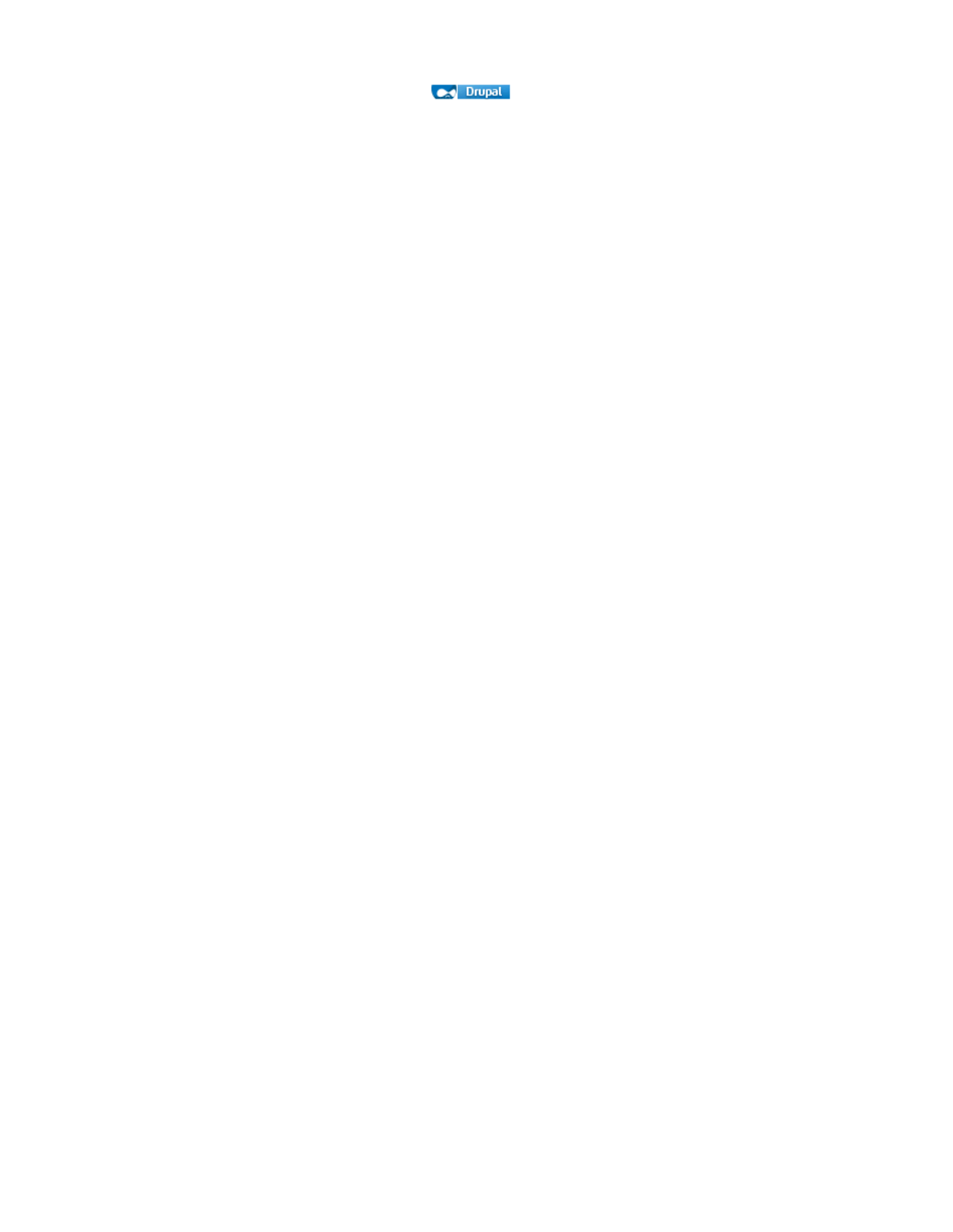Drupal